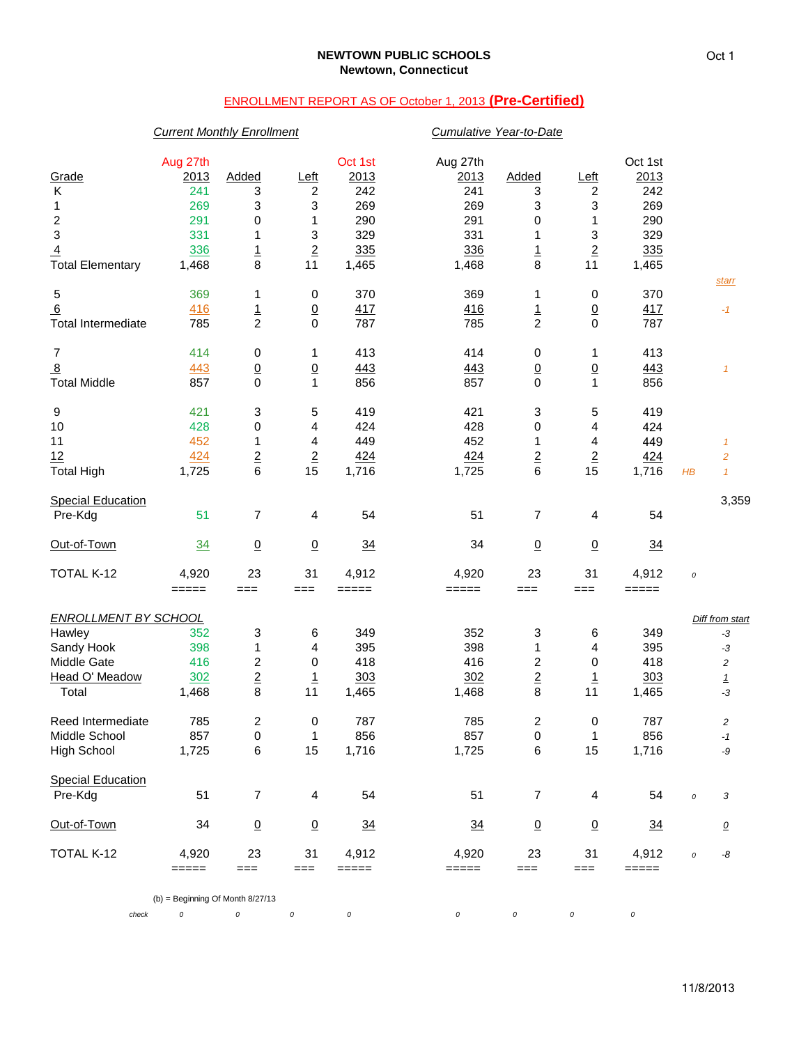**NEWTOWN PUBLIC SCHOOLS**
**Newtown, Connecticut**

Oct 1

## ENROLLMENT REPORT AS OF October 1, 2013 **(Pre-Certified)**

| | *Current Monthly Enrollment* | | | | *Cumulative Year-to-Date* | | | | | |
|---|---|---|---|---|---|---|---|---|---|---|
| Grade | Aug 27th 2013 | Added | Left | Oct 1st 2013 | Aug 27th 2013 | Added | Left | Oct 1st 2013 | | |
| K | 241 | 3 | 2 | 242 | 241 | 3 | 2 | 242 | | |
| 1 | 269 | 3 | 3 | 269 | 269 | 3 | 3 | 269 | | |
| 2 | 291 | 0 | 1 | 290 | 291 | 0 | 1 | 290 | | |
| 3 | 331 | 1 | 3 | 329 | 331 | 1 | 3 | 329 | | |
| 4 | 336 | 1 | 2 | 335 | 336 | 1 | 2 | 335 | | |
| Total Elementary | 1,468 | 8 | 11 | 1,465 | 1,468 | 8 | 11 | 1,465 | | |
| | | | | | | | | | | *starr* |
| 5 | 369 | 1 | 0 | 370 | 369 | 1 | 0 | 370 | | |
| 6 | 416 | 1 | 0 | 417 | 416 | 1 | 0 | 417 | | -1 |
| Total Intermediate | 785 | 2 | 0 | 787 | 785 | 2 | 0 | 787 | | |
| 7 | 414 | 0 | 1 | 413 | 414 | 0 | 1 | 413 | | |
| 8 | 443 | 0 | 0 | 443 | 443 | 0 | 0 | 443 | | 1 |
| Total Middle | 857 | 0 | 1 | 856 | 857 | 0 | 1 | 856 | | |
| 9 | 421 | 3 | 5 | 419 | 421 | 3 | 5 | 419 | | |
| 10 | 428 | 0 | 4 | 424 | 428 | 0 | 4 | 424 | | |
| 11 | 452 | 1 | 4 | 449 | 452 | 1 | 4 | 449 | | 1 |
| 12 | 424 | 2 | 2 | 424 | 424 | 2 | 2 | 424 | | 2 |
| Total High | 1,725 | 6 | 15 | 1,716 | 1,725 | 6 | 15 | 1,716 | HB | 1 |
| Special Education | | | | | | | | | | 3,359 |
| Pre-Kdg | 51 | 7 | 4 | 54 | 51 | 7 | 4 | 54 | | |
| Out-of-Town | 34 | 0 | 0 | 34 | 34 | 0 | 0 | 34 | | |
| TOTAL K-12 | 4,920 | 23 | 31 | 4,912 | 4,920 | 23 | 31 | 4,912 | 0 | |
| | ===== | === | === | ===== | ===== | === | === | ===== | | |

| *ENROLLMENT BY SCHOOL* | | | | | | | | | | *Diff from start* |
|---|---|---|---|---|---|---|---|---|---|---|
| Hawley | 352 | 3 | 6 | 349 | 352 | 3 | 6 | 349 | | -3 |
| Sandy Hook | 398 | 1 | 4 | 395 | 398 | 1 | 4 | 395 | | -3 |
| Middle Gate | 416 | 2 | 0 | 418 | 416 | 2 | 0 | 418 | | 2 |
| Head O' Meadow | 302 | 2 | 1 | 303 | 302 | 2 | 1 | 303 | | 1 |
| Total | 1,468 | 8 | 11 | 1,465 | 1,468 | 8 | 11 | 1,465 | | -3 |
| Reed Intermediate | 785 | 2 | 0 | 787 | 785 | 2 | 0 | 787 | | 2 |
| Middle School | 857 | 0 | 1 | 856 | 857 | 0 | 1 | 856 | | -1 |
| High School | 1,725 | 6 | 15 | 1,716 | 1,725 | 6 | 15 | 1,716 | | -9 |
| Special Education | | | | | | | | | | |
| Pre-Kdg | 51 | 7 | 4 | 54 | 51 | 7 | 4 | 54 | 0 | 3 |
| Out-of-Town | 34 | 0 | 0 | 34 | 34 | 0 | 0 | 34 | | 0 |
| TOTAL K-12 | 4,920 | 23 | 31 | 4,912 | 4,920 | 23 | 31 | 4,912 | 0 | -8 |
| | ===== | === | === | ===== | ===== | === | === | ===== | | |

(b) = Beginning Of Month 8/27/13

| check | 0 | 0 | 0 | 0 | 0 | 0 | 0 | 0 |
|---|---|---|---|---|---|---|---|---|

11/8/2013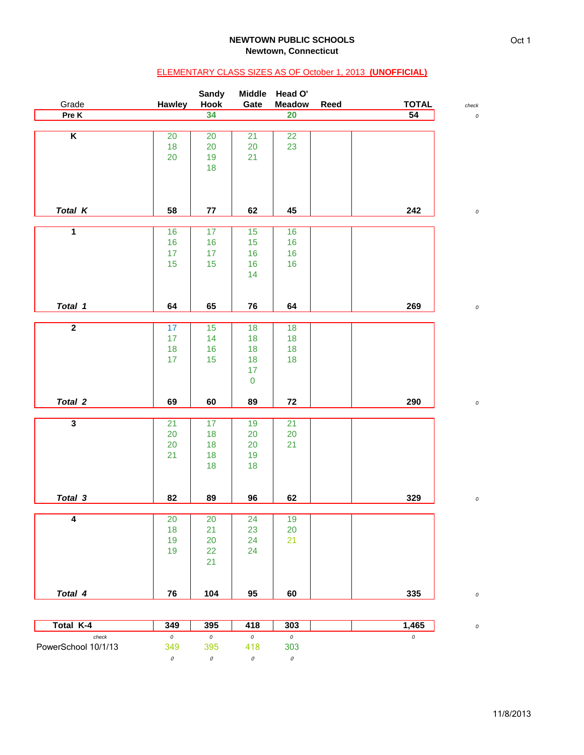**NEWTOWN PUBLIC SCHOOLS**
**Newtown, Connecticut**

Oct 1

ELEMENTARY CLASS SIZES AS OF October 1, 2013 **(UNOFFICIAL)**

| Grade | Hawley | Sandy Hook | Middle Gate | Head O' Meadow | Reed | TOTAL | check |
|---|---|---|---|---|---|---|---|
| **Pre K** | | 34 | | 20 | | 54 | 0 |
| **K** | 20 | 20 | 21 | 22 | | | |
| | 18 | 20 | 20 | 23 | | | |
| | 20 | 19 | 21 | | | | |
| | | 18 | | | | | |
| ***Total K*** | **58** | **77** | **62** | **45** | | **242** | 0 |
| **1** | 16 | 17 | 15 | 16 | | | |
| | 16 | 16 | 15 | 16 | | | |
| | 17 | 17 | 16 | 16 | | | |
| | 15 | 15 | 16 | 16 | | | |
| | | | 14 | | | | |
| ***Total 1*** | **64** | **65** | **76** | **64** | | **269** | 0 |
| **2** | 17 | 15 | 18 | 18 | | | |
| | 17 | 14 | 18 | 18 | | | |
| | 18 | 16 | 18 | 18 | | | |
| | 17 | 15 | 18 | 18 | | | |
| | | | 17 | | | | |
| | | | 0 | | | | |
| ***Total 2*** | **69** | **60** | **89** | **72** | | **290** | 0 |
| **3** | 21 | 17 | 19 | 21 | | | |
| | 20 | 18 | 20 | 20 | | | |
| | 20 | 18 | 20 | 21 | | | |
| | 21 | 18 | 19 | | | | |
| | | 18 | 18 | | | | |
| ***Total 3*** | **82** | **89** | **96** | **62** | | **329** | 0 |
| **4** | 20 | 20 | 24 | 19 | | | |
| | 18 | 21 | 23 | 20 | | | |
| | 19 | 20 | 24 | 21 | | | |
| | 19 | 22 | 24 | | | | |
| | | 21 | | | | | |
| ***Total 4*** | **76** | **104** | **95** | **60** | | **335** | 0 |
| **Total K-4** | **349** | **395** | **418** | **303** | | **1,465** | 0 |
| *check* | *0* | *0* | *0* | *0* | | *0* | |
| PowerSchool 10/1/13 | 349 | 395 | 418 | 303 | | | |
| | *0* | *0* | *0* | *0* | | | |

11/8/2013